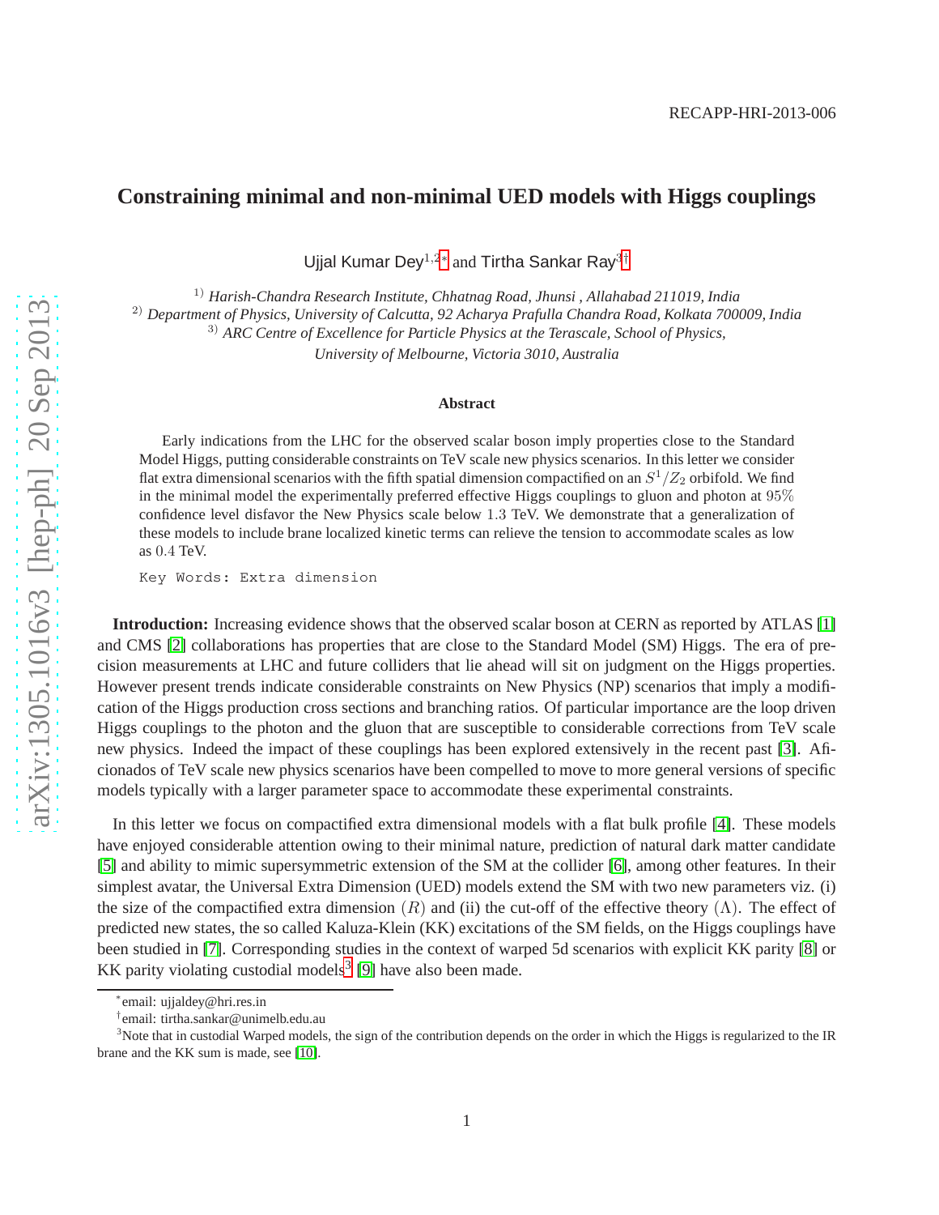RECAPP-HRI-2013-006

# Constraining minimal and non-minimal UED models with Higgs couplings

Ujjal Kumar Dey[1,2]* and Tirtha Sankar Ray[3]†

[1)] *Harish-Chandra Research Institute, Chhatnag Road, Jhunsi , Allahabad 211019, India*
[2)] *Department of Physics, University of Calcutta, 92 Acharya Prafulla Chandra Road, Kolkata 700009, India*
[3)] *ARC Centre of Excellence for Particle Physics at the Terascale, School of Physics, University of Melbourne, Victoria 3010, Australia*

### Abstract

Early indications from the LHC for the observed scalar boson imply properties close to the Standard Model Higgs, putting considerable constraints on TeV scale new physics scenarios. In this letter we consider flat extra dimensional scenarios with the fifth spatial dimension compactified on an $S^1/Z_2$ orbifold. We find in the minimal model the experimentally preferred effective Higgs couplings to gluon and photon at 95% confidence level disfavor the New Physics scale below 1.3 TeV. We demonstrate that a generalization of these models to include brane localized kinetic terms can relieve the tension to accommodate scales as low as 0.4 TeV.

Key Words: Extra dimension

**Introduction:** Increasing evidence shows that the observed scalar boson at CERN as reported by ATLAS [1] and CMS [2] collaborations has properties that are close to the Standard Model (SM) Higgs. The era of precision measurements at LHC and future colliders that lie ahead will sit on judgment on the Higgs properties. However present trends indicate considerable constraints on New Physics (NP) scenarios that imply a modification of the Higgs production cross sections and branching ratios. Of particular importance are the loop driven Higgs couplings to the photon and the gluon that are susceptible to considerable corrections from TeV scale new physics. Indeed the impact of these couplings has been explored extensively in the recent past [3]. Aficionados of TeV scale new physics scenarios have been compelled to move to more general versions of specific models typically with a larger parameter space to accommodate these experimental constraints.

In this letter we focus on compactified extra dimensional models with a flat bulk profile [4]. These models have enjoyed considerable attention owing to their minimal nature, prediction of natural dark matter candidate [5] and ability to mimic supersymmetric extension of the SM at the collider [6], among other features. In their simplest avatar, the Universal Extra Dimension (UED) models extend the SM with two new parameters viz. (i) the size of the compactified extra dimension $(R)$ and (ii) the cut-off of the effective theory $(\Lambda)$. The effect of predicted new states, the so called Kaluza-Klein (KK) excitations of the SM fields, on the Higgs couplings have been studied in [7]. Corresponding studies in the context of warped 5d scenarios with explicit KK parity [8] or KK parity violating custodial models[3] [9] have also been made.

*email: ujjaldey@hri.res.in

†email: tirtha.sankar@unimelb.edu.au

[3]Note that in custodial Warped models, the sign of the contribution depends on the order in which the Higgs is regularized to the IR brane and the KK sum is made, see [10].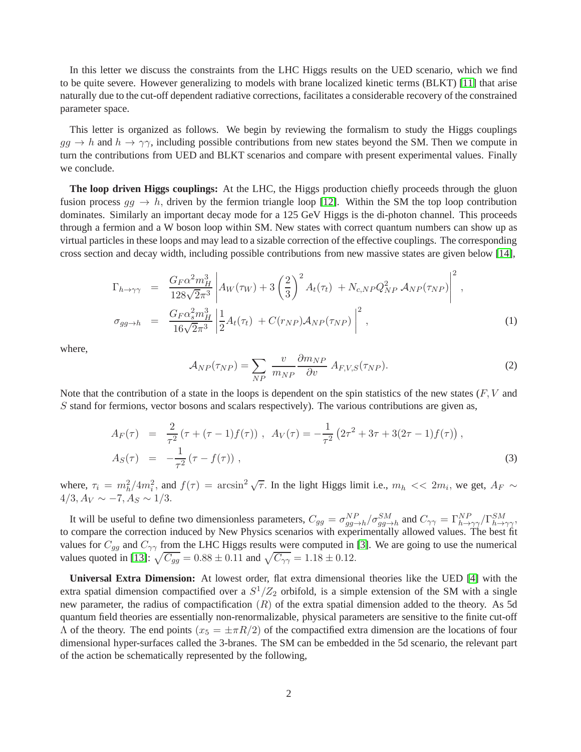In this letter we discuss the constraints from the LHC Higgs results on the UED scenario, which we find to be quite severe. However generalizing to models with brane localized kinetic terms (BLKT) [11] that arise naturally due to the cut-off dependent radiative corrections, facilitates a considerable recovery of the constrained parameter space.

This letter is organized as follows. We begin by reviewing the formalism to study the Higgs couplings $gg \to h$ and $h \to \gamma\gamma$, including possible contributions from new states beyond the SM. Then we compute in turn the contributions from UED and BLKT scenarios and compare with present experimental values. Finally we conclude.

**The loop driven Higgs couplings:** At the LHC, the Higgs production chiefly proceeds through the gluon fusion process $gg \to h$, driven by the fermion triangle loop [12]. Within the SM the top loop contribution dominates. Similarly an important decay mode for a 125 GeV Higgs is the di-photon channel. This proceeds through a fermion and a W boson loop within SM. New states with correct quantum numbers can show up as virtual particles in these loops and may lead to a sizable correction of the effective couplings. The corresponding cross section and decay width, including possible contributions from new massive states are given below [14],

$$
\begin{aligned}
\Gamma_{h\to\gamma\gamma} &= \frac{G_F \alpha^2 m_H^3}{128\sqrt{2}\pi^3} \left| A_W(\tau_W) + 3\left(\frac{2}{3}\right)^2 A_t(\tau_t) \; + N_{c,NP} Q_{NP}^2 \, \mathcal{A}_{NP}(\tau_{NP}) \right|^2 , \\
\sigma_{gg\to h} &= \frac{G_F \alpha_s^2 m_H^3}{16\sqrt{2}\pi^3} \left| \frac{1}{2} A_t(\tau_t) \; + C(r_{NP}) \mathcal{A}_{NP}(\tau_{NP}) \right|^2 ,
\end{aligned}
\tag{1}
$$

where,

$$
\mathcal{A}_{NP}(\tau_{NP}) = \sum_{NP} \frac{v}{m_{NP}} \frac{\partial m_{NP}}{\partial v} A_{F,V,S}(\tau_{NP}). \tag{2}
$$

Note that the contribution of a state in the loops is dependent on the spin statistics of the new states ($F, V$ and $S$ stand for fermions, vector bosons and scalars respectively). The various contributions are given as,

$$
\begin{aligned}
A_F(\tau) &= \frac{2}{\tau^2} \left( \tau + (\tau - 1) f(\tau) \right) , \;\; A_V(\tau) = -\frac{1}{\tau^2} \left( 2\tau^2 + 3\tau + 3(2\tau - 1) f(\tau) \right) , \\
A_S(\tau) &= -\frac{1}{\tau^2} \left( \tau - f(\tau) \right) ,
\end{aligned}
\tag{3}
$$

where, $\tau_i = m_h^2/4m_i^2$, and $f(\tau) = \arcsin^2 \sqrt{\tau}$. In the light Higgs limit i.e., $m_h << 2m_i$, we get, $A_F \sim 4/3, A_V \sim -7, A_S \sim 1/3$.

It will be useful to define two dimensionless parameters, $C_{gg} = \sigma^{NP}_{gg\to h}/\sigma^{SM}_{gg\to h}$ and $C_{\gamma\gamma} = \Gamma^{NP}_{h\to\gamma\gamma}/\Gamma^{SM}_{h\to\gamma\gamma}$, to compare the correction induced by New Physics scenarios with experimentally allowed values. The best fit values for $C_{gg}$ and $C_{\gamma\gamma}$ from the LHC Higgs results were computed in [3]. We are going to use the numerical values quoted in [13]: $\sqrt{C_{gg}} = 0.88 \pm 0.11$ and $\sqrt{C_{\gamma\gamma}} = 1.18 \pm 0.12$.

**Universal Extra Dimension:** At lowest order, flat extra dimensional theories like the UED [4] with the extra spatial dimension compactified over a $S^1/Z_2$ orbifold, is a simple extension of the SM with a single new parameter, the radius of compactification $(R)$ of the extra spatial dimension added to the theory. As 5d quantum field theories are essentially non-renormalizable, physical parameters are sensitive to the finite cut-off $\Lambda$ of the theory. The end points $(x_5 = \pm\pi R/2)$ of the compactified extra dimension are the locations of four dimensional hyper-surfaces called the 3-branes. The SM can be embedded in the 5d scenario, the relevant part of the action be schematically represented by the following,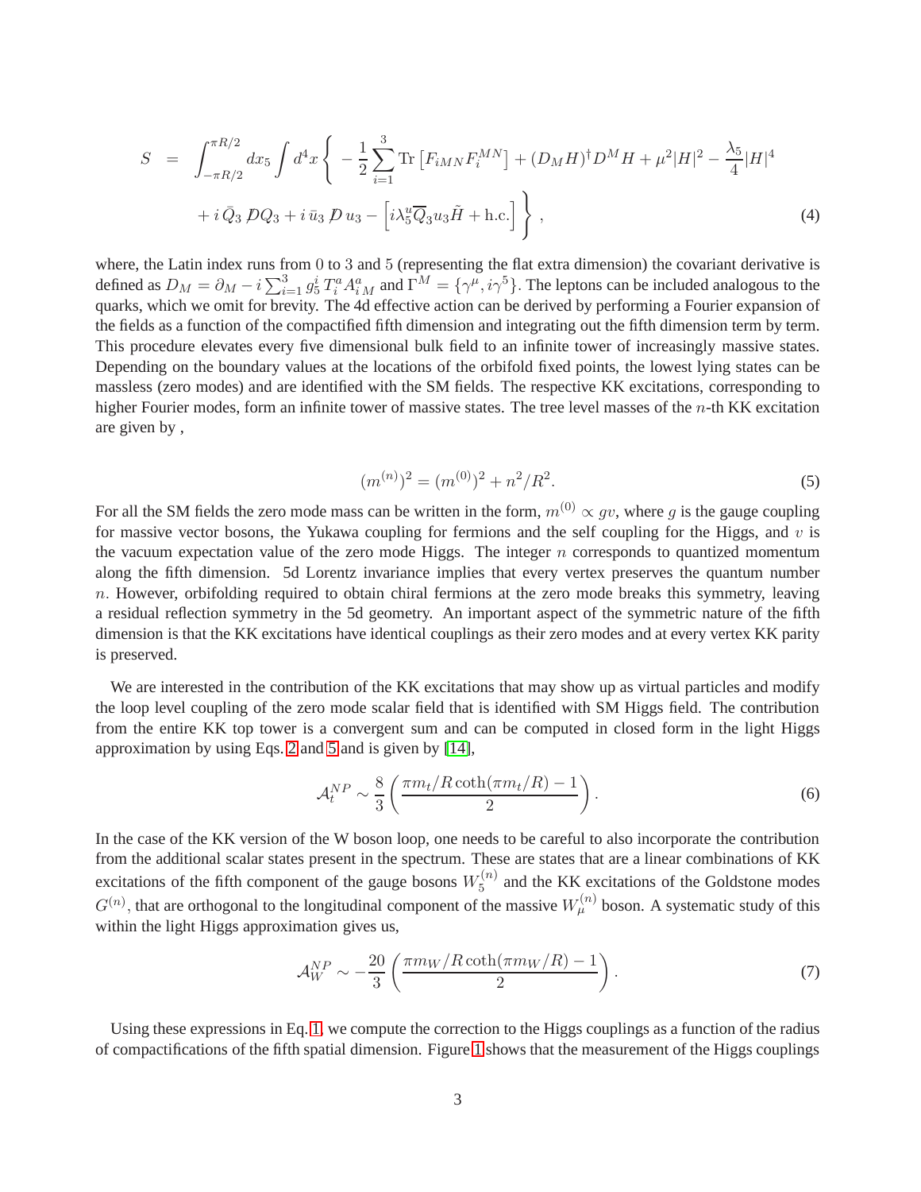$$
\begin{aligned}
S &= \int_{-\pi R/2}^{\pi R/2} dx_5 \int d^4x \Bigg\{ -\frac{1}{2}\sum_{i=1}^{3} \mathrm{Tr}\left[F_{iMN}F_i^{MN}\right] + (D_M H)^\dagger D^M H + \mu^2|H|^2 - \frac{\lambda_5}{4}|H|^4 \\
&\quad + i\,\bar{Q}_3 \,\not{D} Q_3 + i\,\bar{u}_3 \,\not{D}\, u_3 - \left[ i\lambda_5^u \overline{Q}_3 u_3 \tilde{H} + \mathrm{h.c.}\right] \Bigg\}\,, \qquad (4)
\end{aligned}
$$

where, the Latin index runs from 0 to 3 and 5 (representing the flat extra dimension) the covariant derivative is defined as $D_M = \partial_M - i\sum_{i=1}^{3} g_5^i\, T_i^a A_{i\,M}^a$ and $\Gamma^M = \{\gamma^\mu, i\gamma^5\}$. The leptons can be included analogous to the quarks, which we omit for brevity. The 4d effective action can be derived by performing a Fourier expansion of the fields as a function of the compactified fifth dimension and integrating out the fifth dimension term by term. This procedure elevates every five dimensional bulk field to an infinite tower of increasingly massive states. Depending on the boundary values at the locations of the orbifold fixed points, the lowest lying states can be massless (zero modes) and are identified with the SM fields. The respective KK excitations, corresponding to higher Fourier modes, form an infinite tower of massive states. The tree level masses of the $n$-th KK excitation are given by ,

$$
(m^{(n)})^2 = (m^{(0)})^2 + n^2/R^2. \qquad (5)
$$

For all the SM fields the zero mode mass can be written in the form, $m^{(0)} \propto gv$, where $g$ is the gauge coupling for massive vector bosons, the Yukawa coupling for fermions and the self coupling for the Higgs, and $v$ is the vacuum expectation value of the zero mode Higgs. The integer $n$ corresponds to quantized momentum along the fifth dimension. 5d Lorentz invariance implies that every vertex preserves the quantum number $n$. However, orbifolding required to obtain chiral fermions at the zero mode breaks this symmetry, leaving a residual reflection symmetry in the 5d geometry. An important aspect of the symmetric nature of the fifth dimension is that the KK excitations have identical couplings as their zero modes and at every vertex KK parity is preserved.

We are interested in the contribution of the KK excitations that may show up as virtual particles and modify the loop level coupling of the zero mode scalar field that is identified with SM Higgs field. The contribution from the entire KK top tower is a convergent sum and can be computed in closed form in the light Higgs approximation by using Eqs. 2 and 5 and is given by [14],

$$
\mathcal{A}_t^{NP} \sim \frac{8}{3}\left(\frac{\pi m_t/R\coth(\pi m_t/R) - 1}{2}\right). \qquad (6)
$$

In the case of the KK version of the W boson loop, one needs to be careful to also incorporate the contribution from the additional scalar states present in the spectrum. These are states that are a linear combinations of KK excitations of the fifth component of the gauge bosons $W_5^{(n)}$ and the KK excitations of the Goldstone modes $G^{(n)}$, that are orthogonal to the longitudinal component of the massive $W_\mu^{(n)}$ boson. A systematic study of this within the light Higgs approximation gives us,

$$
\mathcal{A}_W^{NP} \sim -\frac{20}{3}\left(\frac{\pi m_W/R\coth(\pi m_W/R) - 1}{2}\right). \qquad (7)
$$

Using these expressions in Eq. 1, we compute the correction to the Higgs couplings as a function of the radius of compactifications of the fifth spatial dimension. Figure 1 shows that the measurement of the Higgs couplings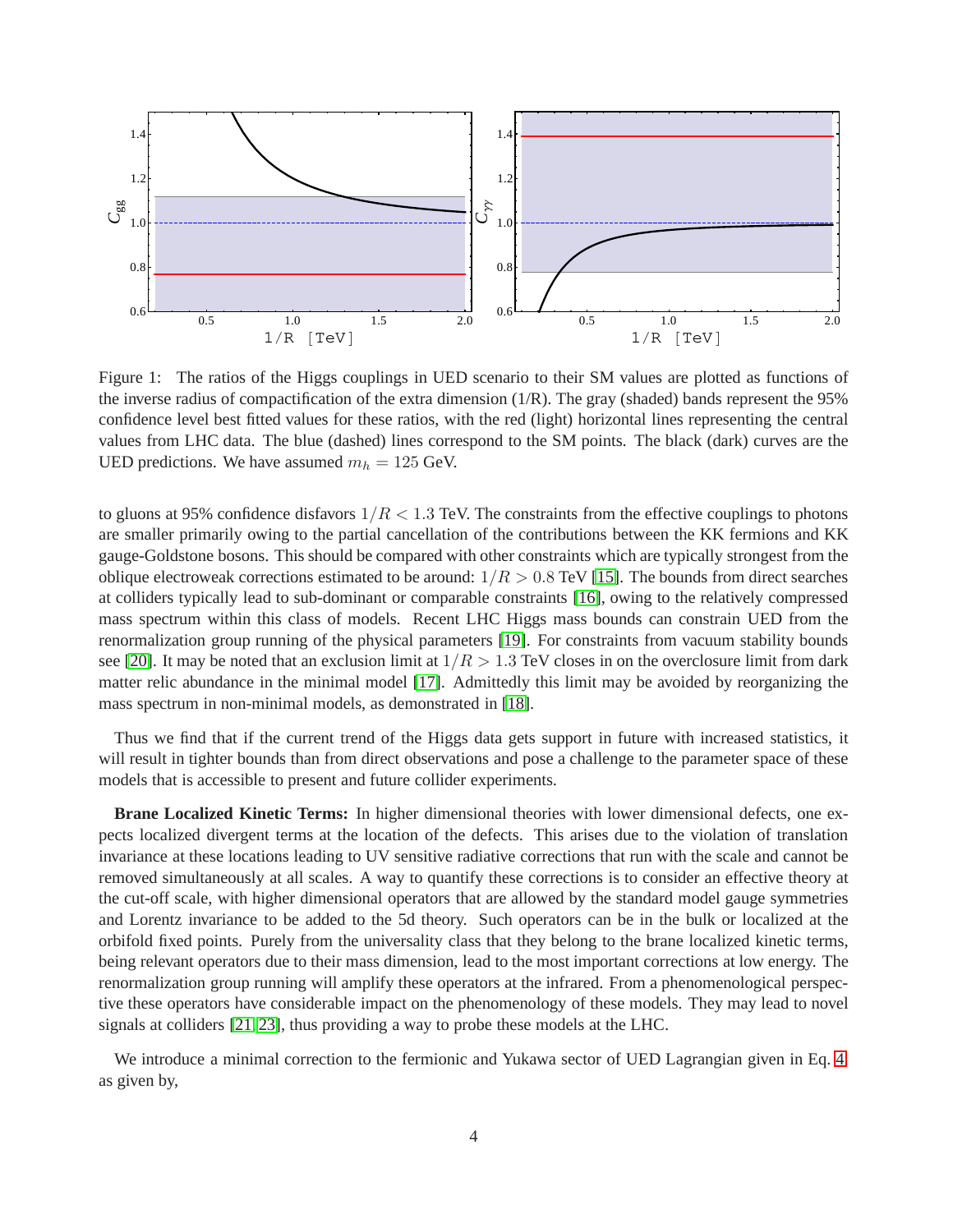Figure 1: The ratios of the Higgs couplings in UED scenario to their SM values are plotted as functions of the inverse radius of compactification of the extra dimension (1/R). The gray (shaded) bands represent the 95% confidence level best fitted values for these ratios, with the red (light) horizontal lines representing the central values from LHC data. The blue (dashed) lines correspond to the SM points. The black (dark) curves are the UED predictions. We have assumed $m_h = 125$ GeV.

to gluons at 95% confidence disfavors $1/R < 1.3$ TeV. The constraints from the effective couplings to photons are smaller primarily owing to the partial cancellation of the contributions between the KK fermions and KK gauge-Goldstone bosons. This should be compared with other constraints which are typically strongest from the oblique electroweak corrections estimated to be around: $1/R > 0.8$ TeV [15]. The bounds from direct searches at colliders typically lead to sub-dominant or comparable constraints [16], owing to the relatively compressed mass spectrum within this class of models. Recent LHC Higgs mass bounds can constrain UED from the renormalization group running of the physical parameters [19]. For constraints from vacuum stability bounds see [20]. It may be noted that an exclusion limit at $1/R > 1.3$ TeV closes in on the overclosure limit from dark matter relic abundance in the minimal model [17]. Admittedly this limit may be avoided by reorganizing the mass spectrum in non-minimal models, as demonstrated in [18].

Thus we find that if the current trend of the Higgs data gets support in future with increased statistics, it will result in tighter bounds than from direct observations and pose a challenge to the parameter space of these models that is accessible to present and future collider experiments.

**Brane Localized Kinetic Terms:** In higher dimensional theories with lower dimensional defects, one expects localized divergent terms at the location of the defects. This arises due to the violation of translation invariance at these locations leading to UV sensitive radiative corrections that run with the scale and cannot be removed simultaneously at all scales. A way to quantify these corrections is to consider an effective theory at the cut-off scale, with higher dimensional operators that are allowed by the standard model gauge symmetries and Lorentz invariance to be added to the 5d theory. Such operators can be in the bulk or localized at the orbifold fixed points. Purely from the universality class that they belong to the brane localized kinetic terms, being relevant operators due to their mass dimension, lead to the most important corrections at low energy. The renormalization group running will amplify these operators at the infrared. From a phenomenological perspective these operators have considerable impact on the phenomenology of these models. They may lead to novel signals at colliders [21, 23], thus providing a way to probe these models at the LHC.

We introduce a minimal correction to the fermionic and Yukawa sector of UED Lagrangian given in Eq. 4 as given by,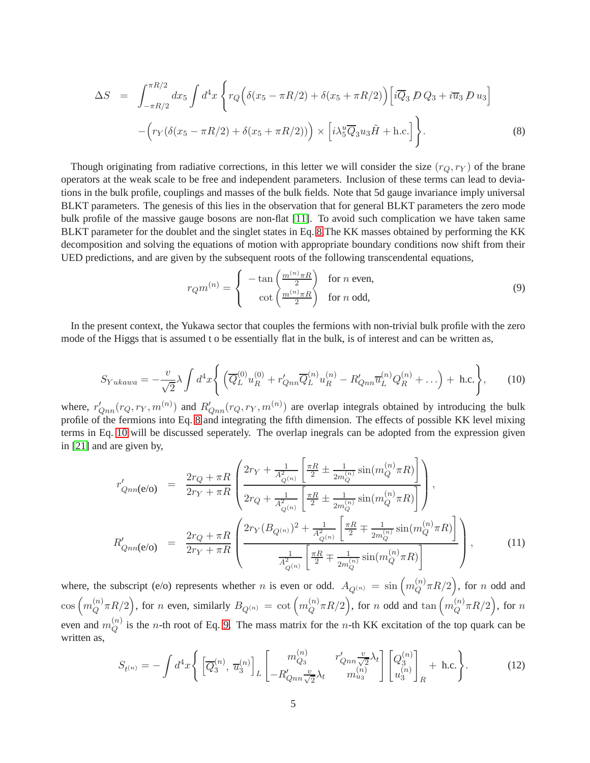$$
\begin{aligned}
\Delta S &= \int_{-\pi R/2}^{\pi R/2} dx_5 \int d^4x \Bigg\{ r_Q \Big( \delta(x_5 - \pi R/2) + \delta(x_5 + \pi R/2) \Big) \Big[ i\overline{Q}_3 \not{D}\, Q_3 + i\overline{u}_3 \not{D}\, u_3 \Big] \\
&\quad - \Big( r_Y (\delta(x_5 - \pi R/2) + \delta(x_5 + \pi R/2)) \Big) \times \Big[ i\lambda_5^u \overline{Q}_3 u_3 \tilde{H} + \text{h.c.} \Big] \Bigg\}. \qquad (8)
\end{aligned}
$$

Though originating from radiative corrections, in this letter we will consider the size $(r_Q, r_Y)$ of the brane operators at the weak scale to be free and independent parameters. Inclusion of these terms can lead to deviations in the bulk profile, couplings and masses of the bulk fields. Note that 5d gauge invariance imply universal BLKT parameters. The genesis of this lies in the observation that for general BLKT parameters the zero mode bulk profile of the massive gauge bosons are non-flat [11]. To avoid such complication we have taken same BLKT parameter for the doublet and the singlet states in Eq. 8 The KK masses obtained by performing the KK decomposition and solving the equations of motion with appropriate boundary conditions now shift from their UED predictions, and are given by the subsequent roots of the following transcendental equations,

$$
r_Q m^{(n)} = \begin{cases} -\tan\left(\frac{m^{(n)}\pi R}{2}\right) & \text{for } n \text{ even,} \\ \cot\left(\frac{m^{(n)}\pi R}{2}\right) & \text{for } n \text{ odd,} \end{cases} \qquad (9)
$$

In the present context, the Yukawa sector that couples the fermions with non-trivial bulk profile with the zero mode of the Higgs that is assumed t o be essentially flat in the bulk, is of interest and can be written as,

$$
S_{Yukawa} = -\frac{v}{\sqrt{2}}\lambda \int d^4x \Bigg\{ \left( \overline{Q}_L^{(0)} u_R^{(0)} + r'_{Qnn} \overline{Q}_L^{(n)} u_R^{(n)} - R'_{Qnn} \overline{u}_L^{(n)} Q_R^{(n)} + \dots \right) + \text{ h.c.} \Bigg\}, \qquad (10)
$$

where, $r'_{Qnn}(r_Q, r_Y, m^{(n)})$ and $R'_{Qnn}(r_Q, r_Y, m^{(n)})$ are overlap integrals obtained by introducing the bulk profile of the fermions into Eq. 8 and integrating the fifth dimension. The effects of possible KK level mixing terms in Eq. 10 will be discussed seperately. The overlap inegrals can be adopted from the expression given in [21] and are given by,

$$
\begin{aligned}
r'_{Qnn\text{(e/o)}} &= \frac{2r_Q + \pi R}{2r_Y + \pi R} \left( \frac{2r_Y + \frac{1}{A^2_{Q^{(n)}}} \left[ \frac{\pi R}{2} \pm \frac{1}{2m_Q^{(n)}} \sin(m_Q^{(n)} \pi R) \right]}{2r_Q + \frac{1}{A^2_{Q^{(n)}}} \left[ \frac{\pi R}{2} \pm \frac{1}{2m_Q^{(n)}} \sin(m_Q^{(n)} \pi R) \right]} \right), \\
R'_{Qnn\text{(e/o)}} &= \frac{2r_Q + \pi R}{2r_Y + \pi R} \left( \frac{2r_Y (B_{Q^{(n)}})^2 + \frac{1}{A^2_{Q^{(n)}}} \left[ \frac{\pi R}{2} \mp \frac{1}{2m_Q^{(n)}} \sin(m_Q^{(n)} \pi R) \right]}{\frac{1}{A^2_{Q^{(n)}}} \left[ \frac{\pi R}{2} \mp \frac{1}{2m_Q^{(n)}} \sin(m_Q^{(n)} \pi R) \right]} \right), \qquad (11)
\end{aligned}
$$

where, the subscript (e/o) represents whether $n$ is even or odd. $A_{Q^{(n)}} = \sin\left(m_Q^{(n)}\pi R/2\right)$, for $n$ odd and $\cos\left(m_Q^{(n)}\pi R/2\right)$, for $n$ even, similarly $B_{Q^{(n)}} = \cot\left(m_Q^{(n)}\pi R/2\right)$, for $n$ odd and $\tan\left(m_Q^{(n)}\pi R/2\right)$, for $n$ even and $m_Q^{(n)}$ is the $n$-th root of Eq. 9. The mass matrix for the $n$-th KK excitation of the top quark can be written as,

$$
S_{t^{(n)}} = -\int d^4x \Bigg\{ \left[ \overline{Q}_3^{(n)},\ \overline{u}_3^{(n)} \right]_L \begin{bmatrix} m_{Q_3}^{(n)} & r'_{Qnn} \frac{v}{\sqrt{2}} \lambda_t \\ -R'_{Qnn} \frac{v}{\sqrt{2}} \lambda_t & m_{u_3}^{(n)} \end{bmatrix} \begin{bmatrix} Q_3^{(n)} \\ u_3^{(n)} \end{bmatrix}_R + \text{ h.c.} \Bigg\}. \qquad (12)
$$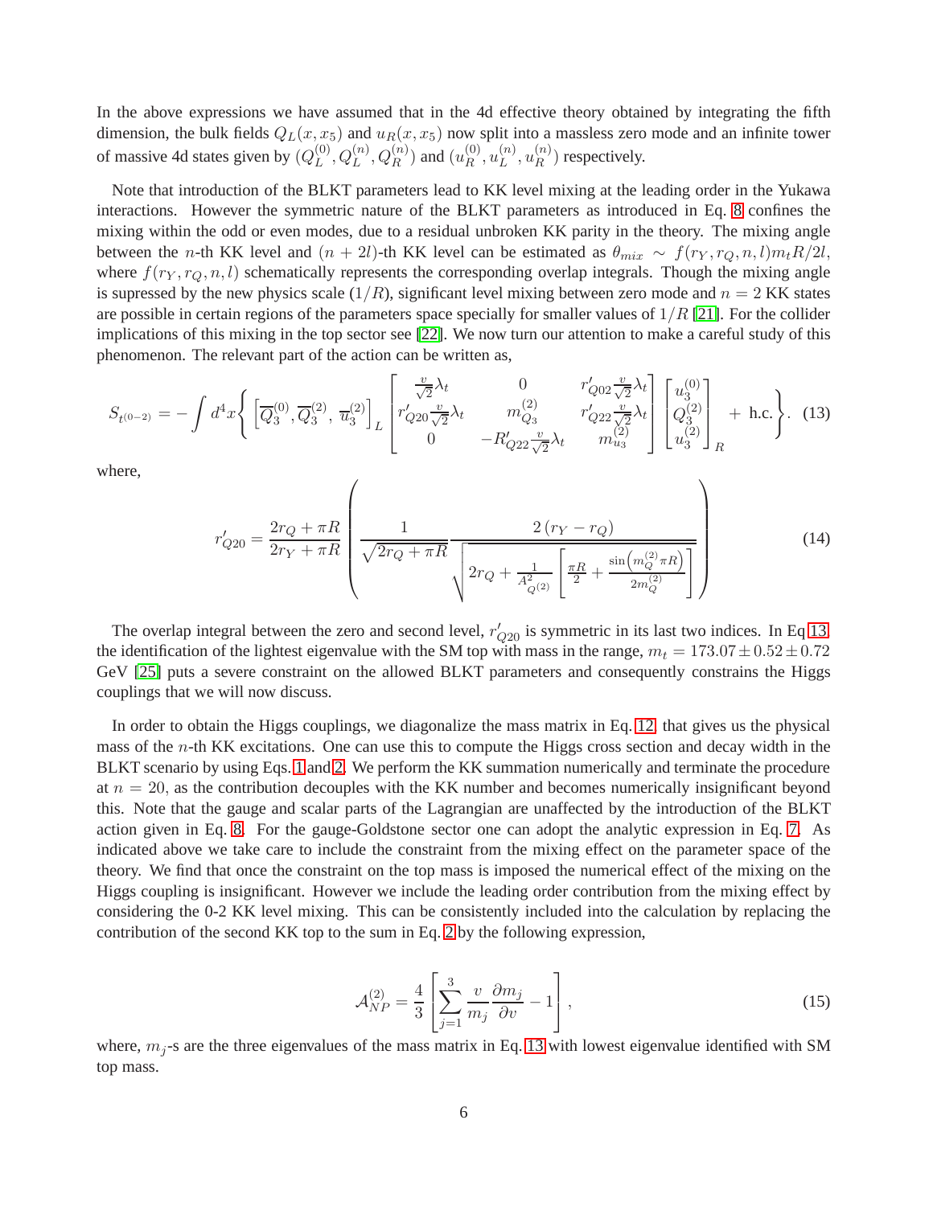In the above expressions we have assumed that in the 4d effective theory obtained by integrating the fifth dimension, the bulk fields $Q_L(x, x_5)$ and $u_R(x, x_5)$ now split into a massless zero mode and an infinite tower of massive 4d states given by $(Q_L^{(0)}, Q_L^{(n)}, Q_R^{(n)})$ and $(u_R^{(0)}, u_L^{(n)}, u_R^{(n)})$ respectively.

Note that introduction of the BLKT parameters lead to KK level mixing at the leading order in the Yukawa interactions. However the symmetric nature of the BLKT parameters as introduced in Eq. 8 confines the mixing within the odd or even modes, due to a residual unbroken KK parity in the theory. The mixing angle between the $n$-th KK level and $(n + 2l)$-th KK level can be estimated as $\theta_{mix} \sim f(r_Y, r_Q, n, l) m_t R/2l$, where $f(r_Y, r_Q, n, l)$ schematically represents the corresponding overlap integrals. Though the mixing angle is supressed by the new physics scale $(1/R)$, significant level mixing between zero mode and $n = 2$ KK states are possible in certain regions of the parameters space specially for smaller values of $1/R$ [21]. For the collider implications of this mixing in the top sector see [22]. We now turn our attention to make a careful study of this phenomenon. The relevant part of the action can be written as,

$$
S_{t^{(0-2)}} = -\int d^4x \Bigg\{ \left[\overline{Q}_3^{(0)}, \overline{Q}_3^{(2)}, \overline{u}_3^{(2)}\right]_L \begin{bmatrix} \frac{v}{\sqrt{2}}\lambda_t & 0 & r'_{Q02}\frac{v}{\sqrt{2}}\lambda_t \\ r'_{Q20}\frac{v}{\sqrt{2}}\lambda_t & m_{Q_3}^{(2)} & r'_{Q22}\frac{v}{\sqrt{2}}\lambda_t \\ 0 & -R'_{Q22}\frac{v}{\sqrt{2}}\lambda_t & m_{u_3}^{(2)} \end{bmatrix} \begin{bmatrix} u_3^{(0)} \\ Q_3^{(2)} \\ u_3^{(2)} \end{bmatrix}_R + \text{ h.c.} \Bigg\}. \quad (13)
$$

where,

$$
r'_{Q20} = \frac{2r_Q + \pi R}{2r_Y + \pi R} \left( \frac{1}{\sqrt{2r_Q + \pi R}} \frac{2\left(r_Y - r_Q\right)}{\sqrt{2r_Q + \frac{1}{A^2_{Q^{(2)}}} \left[ \frac{\pi R}{2} + \frac{\sin\left(m_Q^{(2)} \pi R\right)}{2m_Q^{(2)}} \right]}} \right) \quad (14)
$$

The overlap integral between the zero and second level, $r'_{Q20}$ is symmetric in its last two indices. In Eq 13 the identification of the lightest eigenvalue with the SM top with mass in the range, $m_t = 173.07 \pm 0.52 \pm 0.72$ GeV [25] puts a severe constraint on the allowed BLKT parameters and consequently constrains the Higgs couplings that we will now discuss.

In order to obtain the Higgs couplings, we diagonalize the mass matrix in Eq. 12 that gives us the physical mass of the $n$-th KK excitations. One can use this to compute the Higgs cross section and decay width in the BLKT scenario by using Eqs. 1 and 2. We perform the KK summation numerically and terminate the procedure at $n = 20$, as the contribution decouples with the KK number and becomes numerically insignificant beyond this. Note that the gauge and scalar parts of the Lagrangian are unaffected by the introduction of the BLKT action given in Eq. 8. For the gauge-Goldstone sector one can adopt the analytic expression in Eq. 7. As indicated above we take care to include the constraint from the mixing effect on the parameter space of the theory. We find that once the constraint on the top mass is imposed the numerical effect of the mixing on the Higgs coupling is insignificant. However we include the leading order contribution from the mixing effect by considering the 0-2 KK level mixing. This can be consistently included into the calculation by replacing the contribution of the second KK top to the sum in Eq. 2 by the following expression,

$$
\mathcal{A}_{NP}^{(2)} = \frac{4}{3} \left[ \sum_{j=1}^{3} \frac{v}{m_j} \frac{\partial m_j}{\partial v} - 1 \right], \quad (15)
$$

where, $m_j$-s are the three eigenvalues of the mass matrix in Eq. 13 with lowest eigenvalue identified with SM top mass.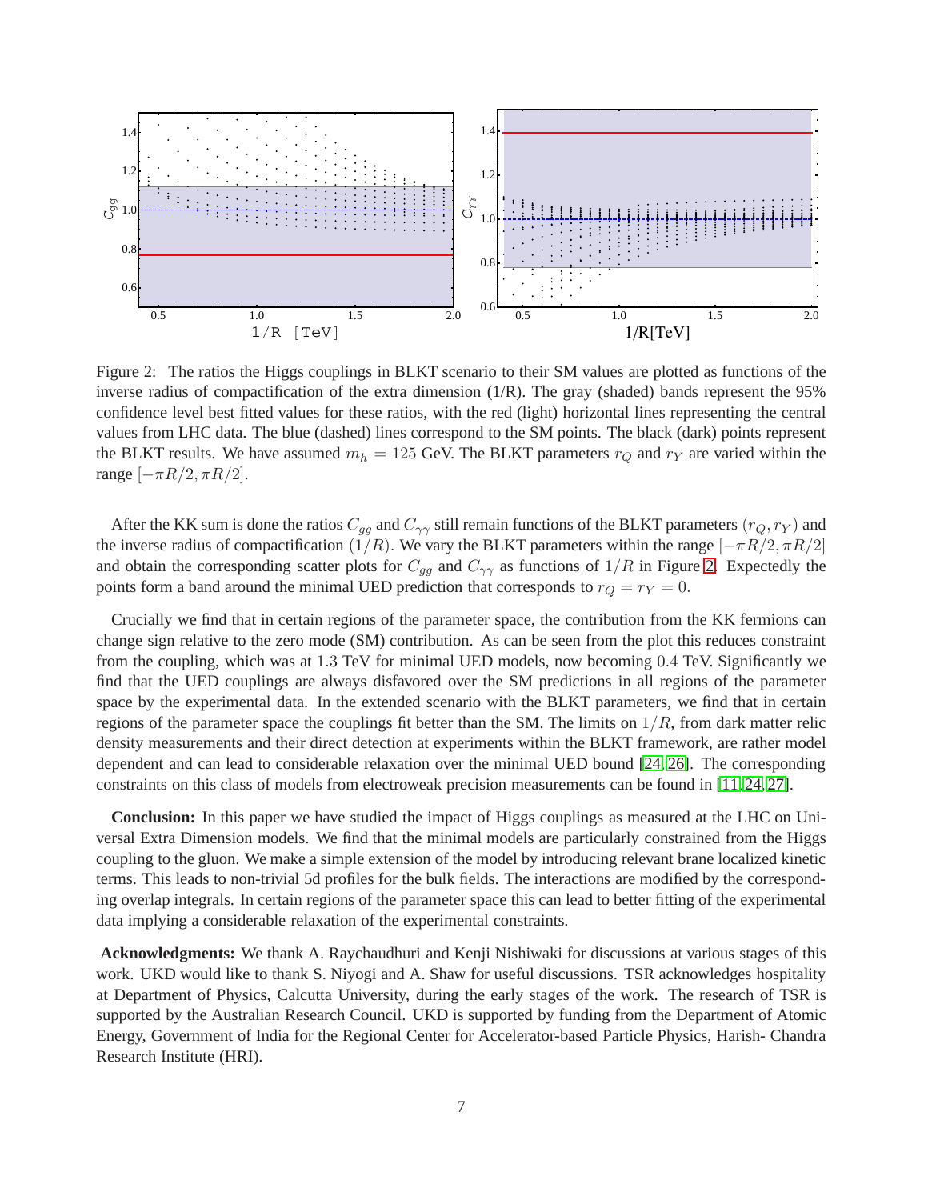Figure 2: The ratios the Higgs couplings in BLKT scenario to their SM values are plotted as functions of the inverse radius of compactification of the extra dimension (1/R). The gray (shaded) bands represent the 95% confidence level best fitted values for these ratios, with the red (light) horizontal lines representing the central values from LHC data. The blue (dashed) lines correspond to the SM points. The black (dark) points represent the BLKT results. We have assumed $m_h = 125$ GeV. The BLKT parameters $r_Q$ and $r_Y$ are varied within the range $[-\pi R/2, \pi R/2]$.

After the KK sum is done the ratios $C_{gg}$ and $C_{\gamma\gamma}$ still remain functions of the BLKT parameters $(r_Q, r_Y)$ and the inverse radius of compactification $(1/R)$. We vary the BLKT parameters within the range $[-\pi R/2, \pi R/2]$ and obtain the corresponding scatter plots for $C_{gg}$ and $C_{\gamma\gamma}$ as functions of $1/R$ in Figure 2. Expectedly the points form a band around the minimal UED prediction that corresponds to $r_Q = r_Y = 0$.

Crucially we find that in certain regions of the parameter space, the contribution from the KK fermions can change sign relative to the zero mode (SM) contribution. As can be seen from the plot this reduces constraint from the coupling, which was at 1.3 TeV for minimal UED models, now becoming 0.4 TeV. Significantly we find that the UED couplings are always disfavored over the SM predictions in all regions of the parameter space by the experimental data. In the extended scenario with the BLKT parameters, we find that in certain regions of the parameter space the couplings fit better than the SM. The limits on $1/R$, from dark matter relic density measurements and their direct detection at experiments within the BLKT framework, are rather model dependent and can lead to considerable relaxation over the minimal UED bound [24, 26]. The corresponding constraints on this class of models from electroweak precision measurements can be found in [11, 24, 27].

**Conclusion:** In this paper we have studied the impact of Higgs couplings as measured at the LHC on Universal Extra Dimension models. We find that the minimal models are particularly constrained from the Higgs coupling to the gluon. We make a simple extension of the model by introducing relevant brane localized kinetic terms. This leads to non-trivial 5d profiles for the bulk fields. The interactions are modified by the corresponding overlap integrals. In certain regions of the parameter space this can lead to better fitting of the experimental data implying a considerable relaxation of the experimental constraints.

**Acknowledgments:** We thank A. Raychaudhuri and Kenji Nishiwaki for discussions at various stages of this work. UKD would like to thank S. Niyogi and A. Shaw for useful discussions. TSR acknowledges hospitality at Department of Physics, Calcutta University, during the early stages of the work. The research of TSR is supported by the Australian Research Council. UKD is supported by funding from the Department of Atomic Energy, Government of India for the Regional Center for Accelerator-based Particle Physics, Harish- Chandra Research Institute (HRI).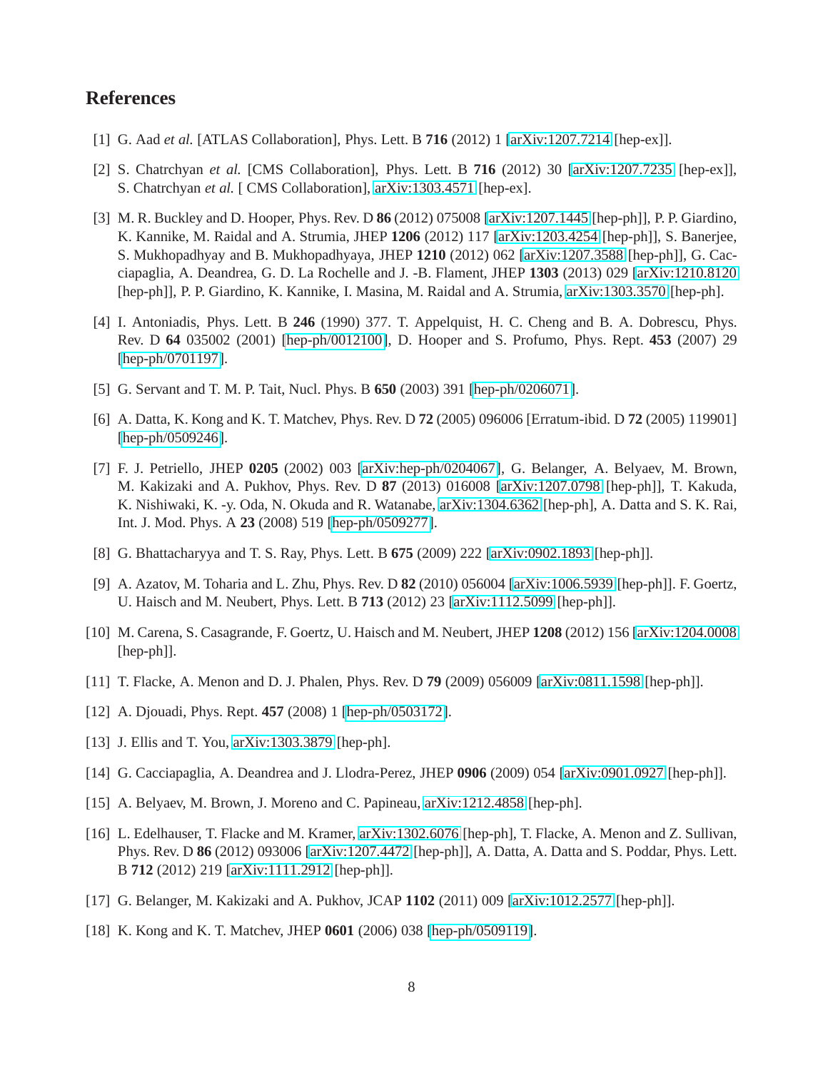## References

[1] G. Aad *et al.* [ATLAS Collaboration], Phys. Lett. B **716** (2012) 1 [arXiv:1207.7214 [hep-ex]].

[2] S. Chatrchyan *et al.* [CMS Collaboration], Phys. Lett. B **716** (2012) 30 [arXiv:1207.7235 [hep-ex]], S. Chatrchyan *et al.* [ CMS Collaboration], arXiv:1303.4571 [hep-ex].

[3] M. R. Buckley and D. Hooper, Phys. Rev. D **86** (2012) 075008 [arXiv:1207.1445 [hep-ph]], P. P. Giardino, K. Kannike, M. Raidal and A. Strumia, JHEP **1206** (2012) 117 [arXiv:1203.4254 [hep-ph]], S. Banerjee, S. Mukhopadhyay and B. Mukhopadhyaya, JHEP **1210** (2012) 062 [arXiv:1207.3588 [hep-ph]], G. Cacciapaglia, A. Deandrea, G. D. La Rochelle and J. -B. Flament, JHEP **1303** (2013) 029 [arXiv:1210.8120 [hep-ph]], P. P. Giardino, K. Kannike, I. Masina, M. Raidal and A. Strumia, arXiv:1303.3570 [hep-ph].

[4] I. Antoniadis, Phys. Lett. B **246** (1990) 377. T. Appelquist, H. C. Cheng and B. A. Dobrescu, Phys. Rev. D **64** 035002 (2001) [hep-ph/0012100], D. Hooper and S. Profumo, Phys. Rept. **453** (2007) 29 [hep-ph/0701197].

[5] G. Servant and T. M. P. Tait, Nucl. Phys. B **650** (2003) 391 [hep-ph/0206071].

[6] A. Datta, K. Kong and K. T. Matchev, Phys. Rev. D **72** (2005) 096006 [Erratum-ibid. D **72** (2005) 119901] [hep-ph/0509246].

[7] F. J. Petriello, JHEP **0205** (2002) 003 [arXiv:hep-ph/0204067], G. Belanger, A. Belyaev, M. Brown, M. Kakizaki and A. Pukhov, Phys. Rev. D **87** (2013) 016008 [arXiv:1207.0798 [hep-ph]], T. Kakuda, K. Nishiwaki, K. -y. Oda, N. Okuda and R. Watanabe, arXiv:1304.6362 [hep-ph], A. Datta and S. K. Rai, Int. J. Mod. Phys. A **23** (2008) 519 [hep-ph/0509277].

[8] G. Bhattacharyya and T. S. Ray, Phys. Lett. B **675** (2009) 222 [arXiv:0902.1893 [hep-ph]].

[9] A. Azatov, M. Toharia and L. Zhu, Phys. Rev. D **82** (2010) 056004 [arXiv:1006.5939 [hep-ph]]. F. Goertz, U. Haisch and M. Neubert, Phys. Lett. B **713** (2012) 23 [arXiv:1112.5099 [hep-ph]].

[10] M. Carena, S. Casagrande, F. Goertz, U. Haisch and M. Neubert, JHEP **1208** (2012) 156 [arXiv:1204.0008 [hep-ph]].

[11] T. Flacke, A. Menon and D. J. Phalen, Phys. Rev. D **79** (2009) 056009 [arXiv:0811.1598 [hep-ph]].

[12] A. Djouadi, Phys. Rept. **457** (2008) 1 [hep-ph/0503172].

[13] J. Ellis and T. You, arXiv:1303.3879 [hep-ph].

[14] G. Cacciapaglia, A. Deandrea and J. Llodra-Perez, JHEP **0906** (2009) 054 [arXiv:0901.0927 [hep-ph]].

[15] A. Belyaev, M. Brown, J. Moreno and C. Papineau, arXiv:1212.4858 [hep-ph].

[16] L. Edelhauser, T. Flacke and M. Kramer, arXiv:1302.6076 [hep-ph], T. Flacke, A. Menon and Z. Sullivan, Phys. Rev. D **86** (2012) 093006 [arXiv:1207.4472 [hep-ph]], A. Datta, A. Datta and S. Poddar, Phys. Lett. B **712** (2012) 219 [arXiv:1111.2912 [hep-ph]].

[17] G. Belanger, M. Kakizaki and A. Pukhov, JCAP **1102** (2011) 009 [arXiv:1012.2577 [hep-ph]].

[18] K. Kong and K. T. Matchev, JHEP **0601** (2006) 038 [hep-ph/0509119].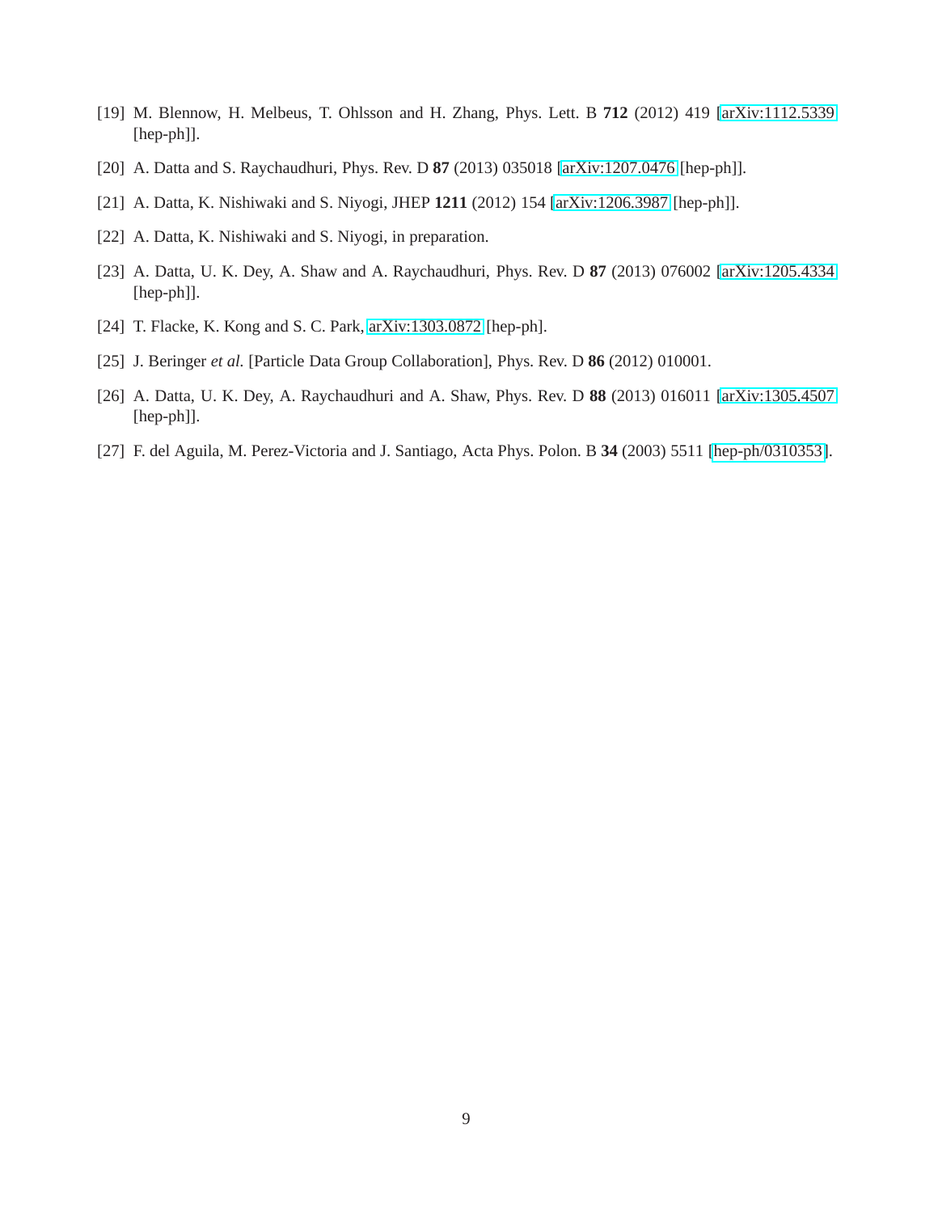[19] M. Blennow, H. Melbeus, T. Ohlsson and H. Zhang, Phys. Lett. B **712** (2012) 419 [arXiv:1112.5339 [hep-ph]].

[20] A. Datta and S. Raychaudhuri, Phys. Rev. D **87** (2013) 035018 [arXiv:1207.0476 [hep-ph]].

[21] A. Datta, K. Nishiwaki and S. Niyogi, JHEP **1211** (2012) 154 [arXiv:1206.3987 [hep-ph]].

[22] A. Datta, K. Nishiwaki and S. Niyogi, in preparation.

[23] A. Datta, U. K. Dey, A. Shaw and A. Raychaudhuri, Phys. Rev. D **87** (2013) 076002 [arXiv:1205.4334 [hep-ph]].

[24] T. Flacke, K. Kong and S. C. Park, arXiv:1303.0872 [hep-ph].

[25] J. Beringer *et al.* [Particle Data Group Collaboration], Phys. Rev. D **86** (2012) 010001.

[26] A. Datta, U. K. Dey, A. Raychaudhuri and A. Shaw, Phys. Rev. D **88** (2013) 016011 [arXiv:1305.4507 [hep-ph]].

[27] F. del Aguila, M. Perez-Victoria and J. Santiago, Acta Phys. Polon. B **34** (2003) 5511 [hep-ph/0310353].